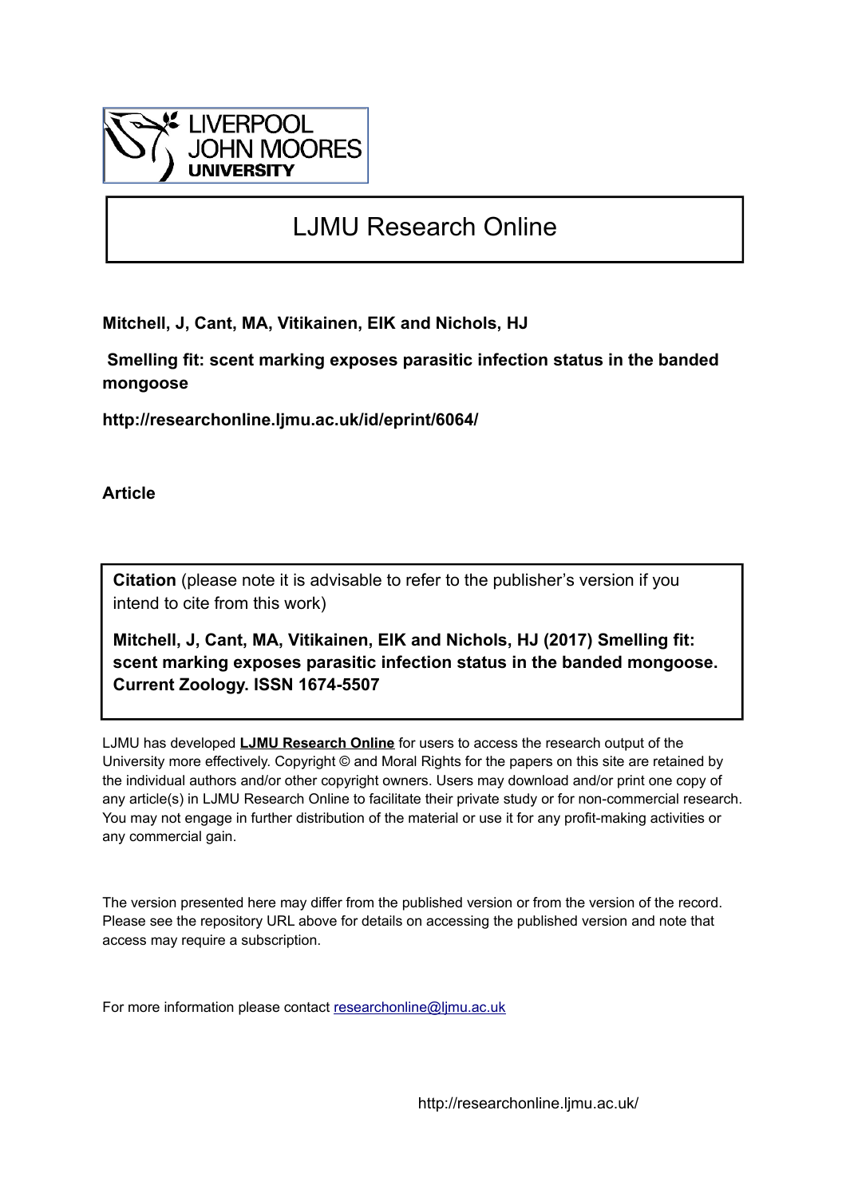# LJMU Research Online

**Mitchell, J, Cant, MA, Vitikainen, EIK and Nichols, HJ**

**Smelling fit: scent marking exposes parasitic infection status in the banded mongoose**

**http://researchonline.ljmu.ac.uk/id/eprint/6064/**

**Article**

**Citation** (please note it is advisable to refer to the publisher's version if you intend to cite from this work)

**Mitchell, J, Cant, MA, Vitikainen, EIK and Nichols, HJ (2017) Smelling fit: scent marking exposes parasitic infection status in the banded mongoose. Current Zoology. ISSN 1674-5507**

LJMU has developed **LJMU Research Online** for users to access the research output of the University more effectively. Copyright © and Moral Rights for the papers on this site are retained by the individual authors and/or other copyright owners. Users may download and/or print one copy of any article(s) in LJMU Research Online to facilitate their private study or for non-commercial research. You may not engage in further distribution of the material or use it for any profit-making activities or any commercial gain.

The version presented here may differ from the published version or from the version of the record. Please see the repository URL above for details on accessing the published version and note that access may require a subscription.

For more information please contact researchonline@ljmu.ac.uk

http://researchonline.ljmu.ac.uk/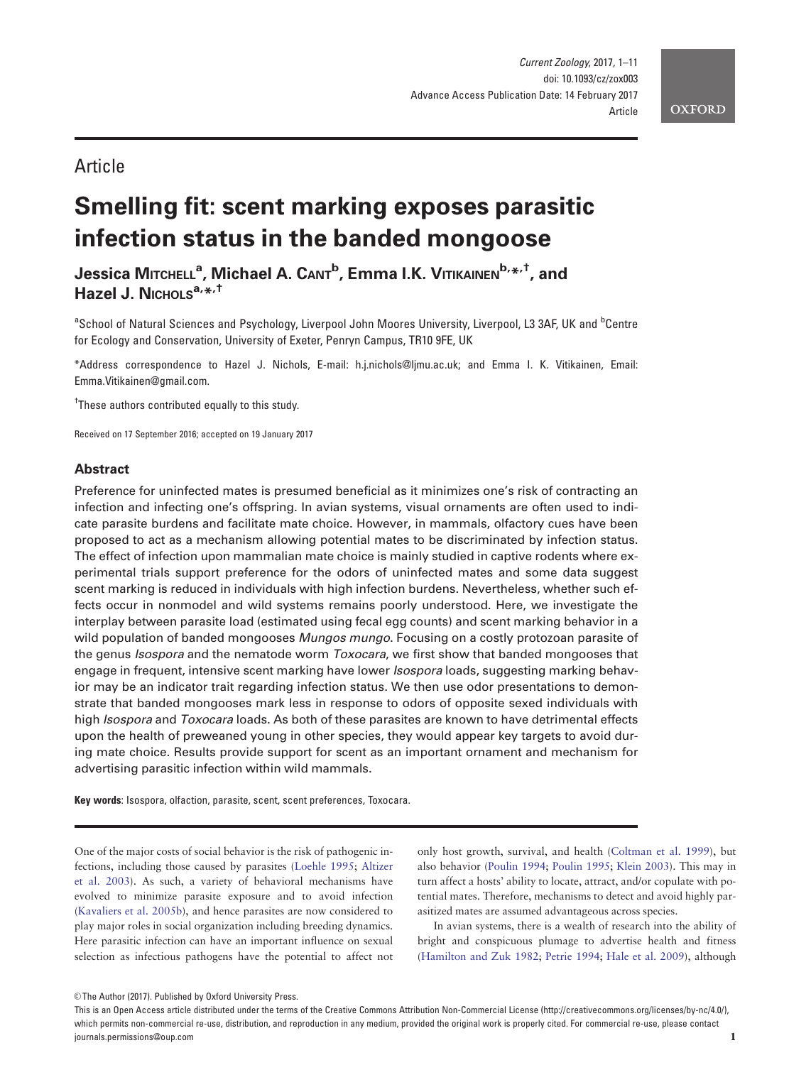Article

# Smelling fit: scent marking exposes parasitic infection status in the banded mongoose

**Jessica Mitchell**[a], **Michael A. Cant**[b], **Emma I.K. Vitikainen**[b,*,†], and **Hazel J. Nichols**[a,*,†]

[a]School of Natural Sciences and Psychology, Liverpool John Moores University, Liverpool, L3 3AF, UK and [b]Centre for Ecology and Conservation, University of Exeter, Penryn Campus, TR10 9FE, UK

*Address correspondence to Hazel J. Nichols, E-mail: h.j.nichols@ljmu.ac.uk; and Emma I. K. Vitikainen, Email: Emma.Vitikainen@gmail.com.

†These authors contributed equally to this study.

Received on 17 September 2016; accepted on 19 January 2017

## Abstract

Preference for uninfected mates is presumed beneficial as it minimizes one's risk of contracting an infection and infecting one's offspring. In avian systems, visual ornaments are often used to indicate parasite burdens and facilitate mate choice. However, in mammals, olfactory cues have been proposed to act as a mechanism allowing potential mates to be discriminated by infection status. The effect of infection upon mammalian mate choice is mainly studied in captive rodents where experimental trials support preference for the odors of uninfected mates and some data suggest scent marking is reduced in individuals with high infection burdens. Nevertheless, whether such effects occur in nonmodel and wild systems remains poorly understood. Here, we investigate the interplay between parasite load (estimated using fecal egg counts) and scent marking behavior in a wild population of banded mongooses *Mungos mungo*. Focusing on a costly protozoan parasite of the genus *Isospora* and the nematode worm *Toxocara*, we first show that banded mongooses that engage in frequent, intensive scent marking have lower *Isospora* loads, suggesting marking behavior may be an indicator trait regarding infection status. We then use odor presentations to demonstrate that banded mongooses mark less in response to odors of opposite sexed individuals with high *Isospora* and *Toxocara* loads. As both of these parasites are known to have detrimental effects upon the health of preweaned young in other species, they would appear key targets to avoid during mate choice. Results provide support for scent as an important ornament and mechanism for advertising parasitic infection within wild mammals.

**Key words**: Isospora, olfaction, parasite, scent, scent preferences, Toxocara.

One of the major costs of social behavior is the risk of pathogenic infections, including those caused by parasites (Loehle 1995; Altizer et al. 2003). As such, a variety of behavioral mechanisms have evolved to minimize parasite exposure and to avoid infection (Kavaliers et al. 2005b), and hence parasites are now considered to play major roles in social organization including breeding dynamics. Here parasitic infection can have an important influence on sexual selection as infectious pathogens have the potential to affect not only host growth, survival, and health (Coltman et al. 1999), but also behavior (Poulin 1994; Poulin 1995; Klein 2003). This may in turn affect a hosts' ability to locate, attract, and/or copulate with potential mates. Therefore, mechanisms to detect and avoid highly parasitized mates are assumed advantageous across species.

In avian systems, there is a wealth of research into the ability of bright and conspicuous plumage to advertise health and fitness (Hamilton and Zuk 1982; Petrie 1994; Hale et al. 2009), although

© The Author (2017). Published by Oxford University Press.

This is an Open Access article distributed under the terms of the Creative Commons Attribution Non-Commercial License (http://creativecommons.org/licenses/by-nc/4.0/), which permits non-commercial re-use, distribution, and reproduction in any medium, provided the original work is properly cited. For commercial re-use, please contact journals.permissions@oup.com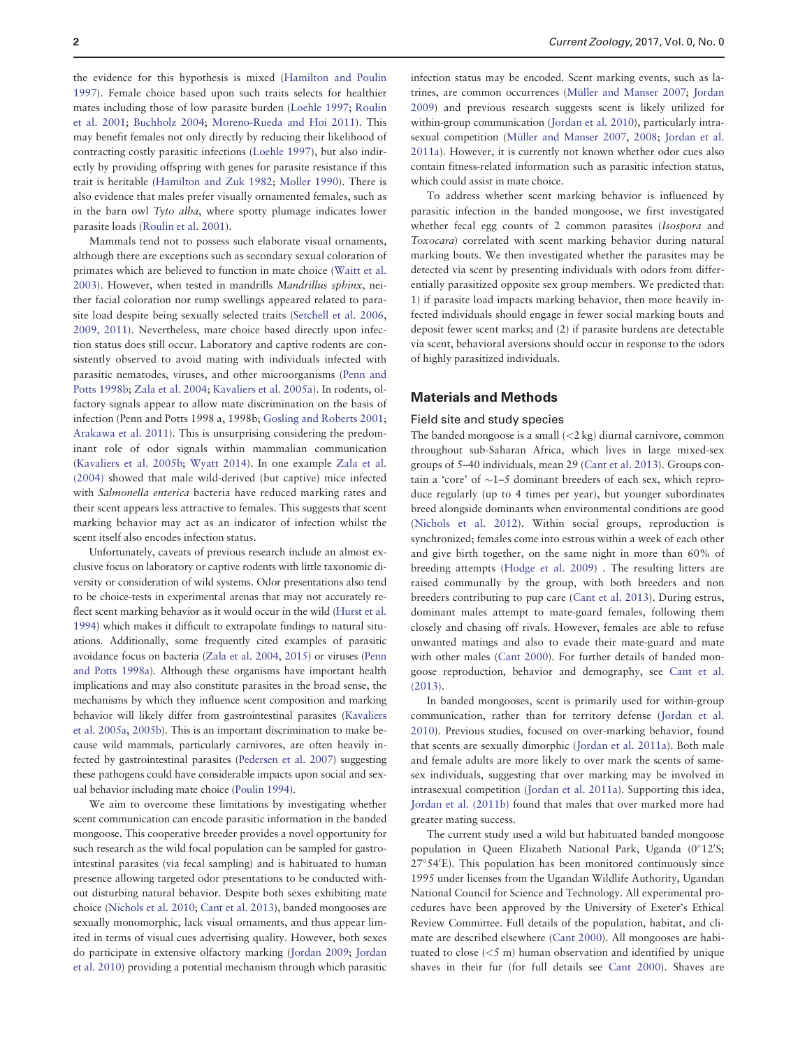the evidence for this hypothesis is mixed (Hamilton and Poulin 1997). Female choice based upon such traits selects for healthier mates including those of low parasite burden (Loehle 1997; Roulin et al. 2001; Buchholz 2004; Moreno-Rueda and Hoi 2011). This may benefit females not only directly by reducing their likelihood of contracting costly parasitic infections (Loehle 1997), but also indirectly by providing offspring with genes for parasite resistance if this trait is heritable (Hamilton and Zuk 1982; Moller 1990). There is also evidence that males prefer visually ornamented females, such as in the barn owl *Tyto alba*, where spotty plumage indicates lower parasite loads (Roulin et al. 2001).

Mammals tend not to possess such elaborate visual ornaments, although there are exceptions such as secondary sexual coloration of primates which are believed to function in mate choice (Waitt et al. 2003). However, when tested in mandrills *Mandrillus sphinx*, neither facial coloration nor rump swellings appeared related to parasite load despite being sexually selected traits (Setchell et al. 2006, 2009, 2011). Nevertheless, mate choice based directly upon infection status does still occur. Laboratory and captive rodents are consistently observed to avoid mating with individuals infected with parasitic nematodes, viruses, and other microorganisms (Penn and Potts 1998b; Zala et al. 2004; Kavaliers et al. 2005a). In rodents, olfactory signals appear to allow mate discrimination on the basis of infection (Penn and Potts 1998 a, 1998b; Gosling and Roberts 2001; Arakawa et al. 2011). This is unsurprising considering the predominant role of odor signals within mammalian communication (Kavaliers et al. 2005b; Wyatt 2014). In one example Zala et al. (2004) showed that male wild-derived (but captive) mice infected with *Salmonella enterica* bacteria have reduced marking rates and their scent appears less attractive to females. This suggests that scent marking behavior may act as an indicator of infection whilst the scent itself also encodes infection status.

Unfortunately, caveats of previous research include an almost exclusive focus on laboratory or captive rodents with little taxonomic diversity or consideration of wild systems. Odor presentations also tend to be choice-tests in experimental arenas that may not accurately reflect scent marking behavior as it would occur in the wild (Hurst et al. 1994) which makes it difficult to extrapolate findings to natural situations. Additionally, some frequently cited examples of parasitic avoidance focus on bacteria (Zala et al. 2004, 2015) or viruses (Penn and Potts 1998a). Although these organisms have important health implications and may also constitute parasites in the broad sense, the mechanisms by which they influence scent composition and marking behavior will likely differ from gastrointestinal parasites (Kavaliers et al. 2005a, 2005b). This is an important discrimination to make because wild mammals, particularly carnivores, are often heavily infected by gastrointestinal parasites (Pedersen et al. 2007) suggesting these pathogens could have considerable impacts upon social and sexual behavior including mate choice (Poulin 1994).

We aim to overcome these limitations by investigating whether scent communication can encode parasitic information in the banded mongoose. This cooperative breeder provides a novel opportunity for such research as the wild focal population can be sampled for gastrointestinal parasites (via fecal sampling) and is habituated to human presence allowing targeted odor presentations to be conducted without disturbing natural behavior. Despite both sexes exhibiting mate choice (Nichols et al. 2010; Cant et al. 2013), banded mongooses are sexually monomorphic, lack visual ornaments, and thus appear limited in terms of visual cues advertising quality. However, both sexes do participate in extensive olfactory marking (Jordan 2009; Jordan et al. 2010) providing a potential mechanism through which parasitic infection status may be encoded. Scent marking events, such as latrines, are common occurrences (Müller and Manser 2007; Jordan 2009) and previous research suggests scent is likely utilized for within-group communication (Jordan et al. 2010), particularly intrasexual competition (Müller and Manser 2007, 2008; Jordan et al. 2011a). However, it is currently not known whether odor cues also contain fitness-related information such as parasitic infection status, which could assist in mate choice.

To address whether scent marking behavior is influenced by parasitic infection in the banded mongoose, we first investigated whether fecal egg counts of 2 common parasites (*Isospora* and *Toxocara*) correlated with scent marking behavior during natural marking bouts. We then investigated whether the parasites may be detected via scent by presenting individuals with odors from differentially parasitized opposite sex group members. We predicted that: 1) if parasite load impacts marking behavior, then more heavily infected individuals should engage in fewer social marking bouts and deposit fewer scent marks; and (2) if parasite burdens are detectable via scent, behavioral aversions should occur in response to the odors of highly parasitized individuals.

## Materials and Methods

### Field site and study species

The banded mongoose is a small (<2 kg) diurnal carnivore, common throughout sub-Saharan Africa, which lives in large mixed-sex groups of 5–40 individuals, mean 29 (Cant et al. 2013). Groups contain a 'core' of ~1–5 dominant breeders of each sex, which reproduce regularly (up to 4 times per year), but younger subordinates breed alongside dominants when environmental conditions are good (Nichols et al. 2012). Within social groups, reproduction is synchronized; females come into estrous within a week of each other and give birth together, on the same night in more than 60% of breeding attempts (Hodge et al. 2009) . The resulting litters are raised communally by the group, with both breeders and non breeders contributing to pup care (Cant et al. 2013). During estrus, dominant males attempt to mate-guard females, following them closely and chasing off rivals. However, females are able to refuse unwanted matings and also to evade their mate-guard and mate with other males (Cant 2000). For further details of banded mongoose reproduction, behavior and demography, see Cant et al. (2013).

In banded mongooses, scent is primarily used for within-group communication, rather than for territory defense (Jordan et al. 2010). Previous studies, focused on over-marking behavior, found that scents are sexually dimorphic (Jordan et al. 2011a). Both male and female adults are more likely to over mark the scents of same-sex individuals, suggesting that over marking may be involved in intrasexual competition (Jordan et al. 2011a). Supporting this idea, Jordan et al. (2011b) found that males that over marked more had greater mating success.

The current study used a wild but habituated banded mongoose population in Queen Elizabeth National Park, Uganda (0°12′S; 27°54′E). This population has been monitored continuously since 1995 under licenses from the Ugandan Wildlife Authority, Ugandan National Council for Science and Technology. All experimental procedures have been approved by the University of Exeter's Ethical Review Committee. Full details of the population, habitat, and climate are described elsewhere (Cant 2000). All mongooses are habituated to close (<5 m) human observation and identified by unique shaves in their fur (for full details see Cant 2000). Shaves are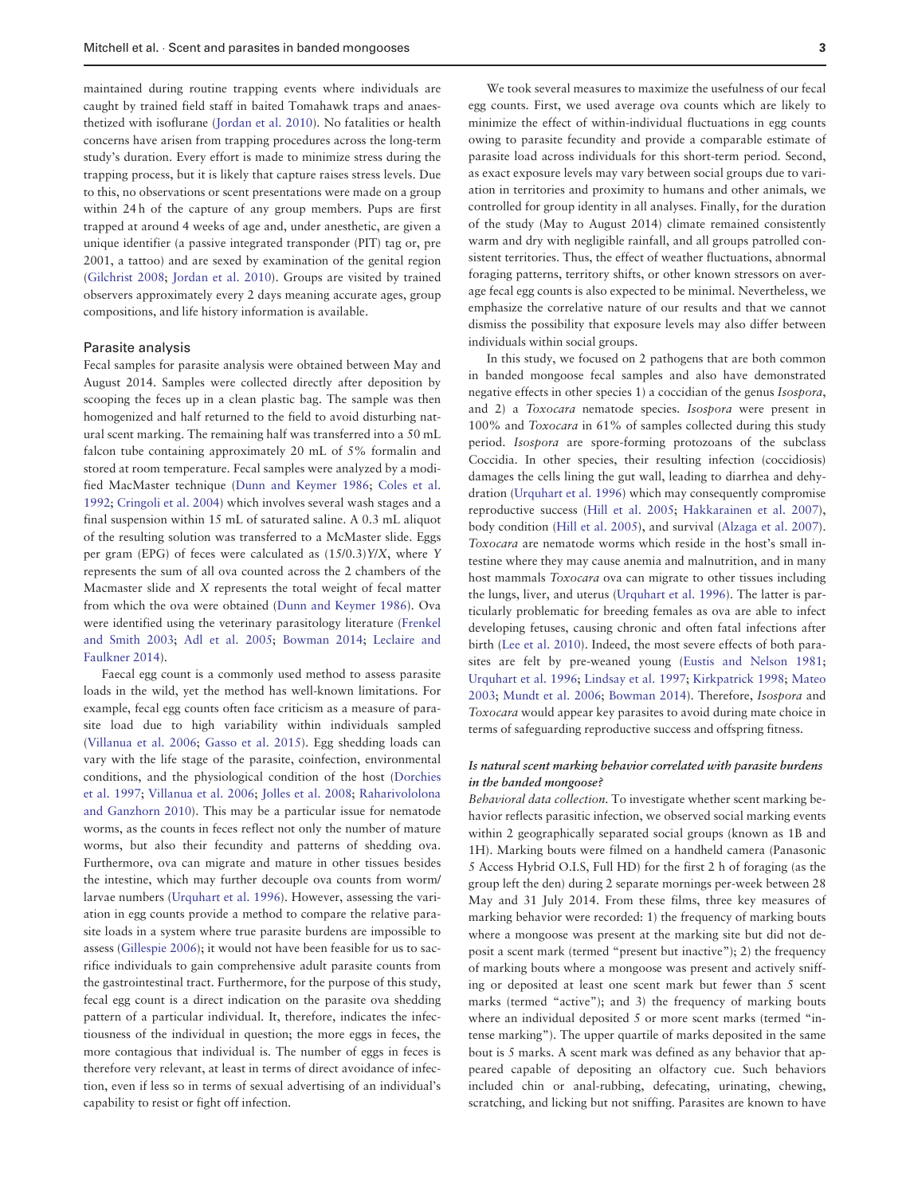maintained during routine trapping events where individuals are caught by trained field staff in baited Tomahawk traps and anaesthetized with isoflurane (Jordan et al. 2010). No fatalities or health concerns have arisen from trapping procedures across the long-term study's duration. Every effort is made to minimize stress during the trapping process, but it is likely that capture raises stress levels. Due to this, no observations or scent presentations were made on a group within 24 h of the capture of any group members. Pups are first trapped at around 4 weeks of age and, under anesthetic, are given a unique identifier (a passive integrated transponder (PIT) tag or, pre 2001, a tattoo) and are sexed by examination of the genital region (Gilchrist 2008; Jordan et al. 2010). Groups are visited by trained observers approximately every 2 days meaning accurate ages, group compositions, and life history information is available.

## Parasite analysis

Fecal samples for parasite analysis were obtained between May and August 2014. Samples were collected directly after deposition by scooping the feces up in a clean plastic bag. The sample was then homogenized and half returned to the field to avoid disturbing natural scent marking. The remaining half was transferred into a 50 mL falcon tube containing approximately 20 mL of 5% formalin and stored at room temperature. Fecal samples were analyzed by a modified MacMaster technique (Dunn and Keymer 1986; Coles et al. 1992; Cringoli et al. 2004) which involves several wash stages and a final suspension within 15 mL of saturated saline. A 0.3 mL aliquot of the resulting solution was transferred to a McMaster slide. Eggs per gram (EPG) of feces were calculated as $(15/0.3)Y/X$, where $Y$ represents the sum of all ova counted across the 2 chambers of the Macmaster slide and $X$ represents the total weight of fecal matter from which the ova were obtained (Dunn and Keymer 1986). Ova were identified using the veterinary parasitology literature (Frenkel and Smith 2003; Adl et al. 2005; Bowman 2014; Leclaire and Faulkner 2014).

Faecal egg count is a commonly used method to assess parasite loads in the wild, yet the method has well-known limitations. For example, fecal egg counts often face criticism as a measure of parasite load due to high variability within individuals sampled (Villanua et al. 2006; Gasso et al. 2015). Egg shedding loads can vary with the life stage of the parasite, coinfection, environmental conditions, and the physiological condition of the host (Dorchies et al. 1997; Villanua et al. 2006; Jolles et al. 2008; Raharivololona and Ganzhorn 2010). This may be a particular issue for nematode worms, as the counts in feces reflect not only the number of mature worms, but also their fecundity and patterns of shedding ova. Furthermore, ova can migrate and mature in other tissues besides the intestine, which may further decouple ova counts from worm/larvae numbers (Urquhart et al. 1996). However, assessing the variation in egg counts provide a method to compare the relative parasite loads in a system where true parasite burdens are impossible to assess (Gillespie 2006); it would not have been feasible for us to sacrifice individuals to gain comprehensive adult parasite counts from the gastrointestinal tract. Furthermore, for the purpose of this study, fecal egg count is a direct indication on the parasite ova shedding pattern of a particular individual. It, therefore, indicates the infectiousness of the individual in question; the more eggs in feces, the more contagious that individual is. The number of eggs in feces is therefore very relevant, at least in terms of direct avoidance of infection, even if less so in terms of sexual advertising of an individual's capability to resist or fight off infection.

We took several measures to maximize the usefulness of our fecal egg counts. First, we used average ova counts which are likely to minimize the effect of within-individual fluctuations in egg counts owing to parasite fecundity and provide a comparable estimate of parasite load across individuals for this short-term period. Second, as exact exposure levels may vary between social groups due to variation in territories and proximity to humans and other animals, we controlled for group identity in all analyses. Finally, for the duration of the study (May to August 2014) climate remained consistently warm and dry with negligible rainfall, and all groups patrolled consistent territories. Thus, the effect of weather fluctuations, abnormal foraging patterns, territory shifts, or other known stressors on average fecal egg counts is also expected to be minimal. Nevertheless, we emphasize the correlative nature of our results and that we cannot dismiss the possibility that exposure levels may also differ between individuals within social groups.

In this study, we focused on 2 pathogens that are both common in banded mongoose fecal samples and also have demonstrated negative effects in other species 1) a coccidian of the genus *Isospora*, and 2) a *Toxocara* nematode species. *Isospora* were present in 100% and *Toxocara* in 61% of samples collected during this study period. *Isospora* are spore-forming protozoans of the subclass Coccidia. In other species, their resulting infection (coccidiosis) damages the cells lining the gut wall, leading to diarrhea and dehydration (Urquhart et al. 1996) which may consequently compromise reproductive success (Hill et al. 2005; Hakkarainen et al. 2007), body condition (Hill et al. 2005), and survival (Alzaga et al. 2007). *Toxocara* are nematode worms which reside in the host's small intestine where they may cause anemia and malnutrition, and in many host mammals *Toxocara* ova can migrate to other tissues including the lungs, liver, and uterus (Urquhart et al. 1996). The latter is particularly problematic for breeding females as ova are able to infect developing fetuses, causing chronic and often fatal infections after birth (Lee et al. 2010). Indeed, the most severe effects of both parasites are felt by pre-weaned young (Eustis and Nelson 1981; Urquhart et al. 1996; Lindsay et al. 1997; Kirkpatrick 1998; Mateo 2003; Mundt et al. 2006; Bowman 2014). Therefore, *Isospora* and *Toxocara* would appear key parasites to avoid during mate choice in terms of safeguarding reproductive success and offspring fitness.

### *Is natural scent marking behavior correlated with parasite burdens in the banded mongoose?*

*Behavioral data collection.* To investigate whether scent marking behavior reflects parasitic infection, we observed social marking events within 2 geographically separated social groups (known as 1B and 1H). Marking bouts were filmed on a handheld camera (Panasonic 5 Access Hybrid O.I.S, Full HD) for the first 2 h of foraging (as the group left the den) during 2 separate mornings per-week between 28 May and 31 July 2014. From these films, three key measures of marking behavior were recorded: 1) the frequency of marking bouts where a mongoose was present at the marking site but did not deposit a scent mark (termed "present but inactive"); 2) the frequency of marking bouts where a mongoose was present and actively sniffing or deposited at least one scent mark but fewer than 5 scent marks (termed "active"); and 3) the frequency of marking bouts where an individual deposited 5 or more scent marks (termed "intense marking"). The upper quartile of marks deposited in the same bout is 5 marks. A scent mark was defined as any behavior that appeared capable of depositing an olfactory cue. Such behaviors included chin or anal-rubbing, defecating, urinating, chewing, scratching, and licking but not sniffing. Parasites are known to have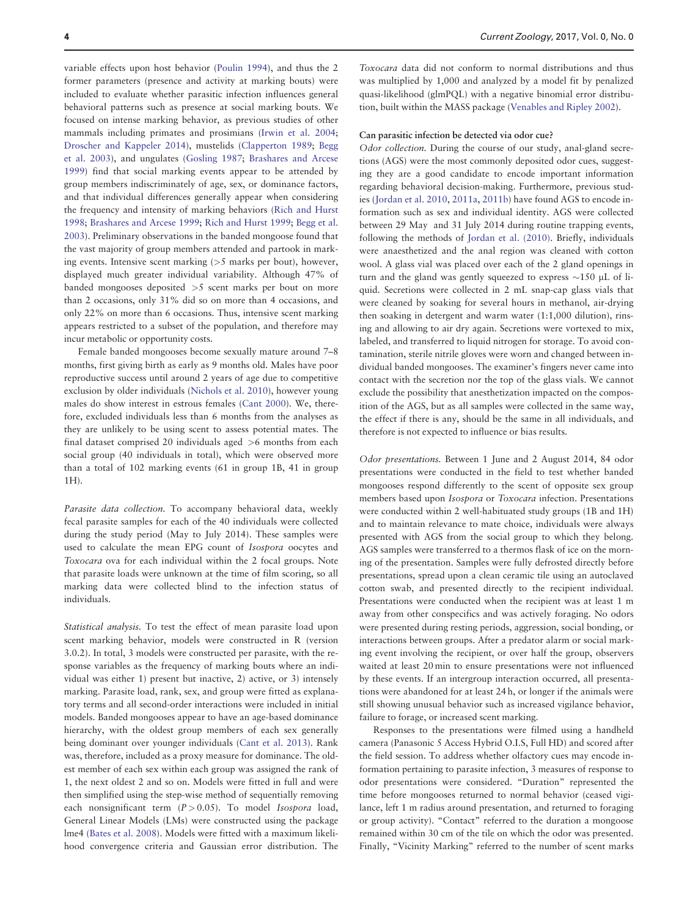variable effects upon host behavior (Poulin 1994), and thus the 2 former parameters (presence and activity at marking bouts) were included to evaluate whether parasitic infection influences general behavioral patterns such as presence at social marking bouts. We focused on intense marking behavior, as previous studies of other mammals including primates and prosimians (Irwin et al. 2004; Droscher and Kappeler 2014), mustelids (Clapperton 1989; Begg et al. 2003), and ungulates (Gosling 1987; Brashares and Arcese 1999) find that social marking events appear to be attended by group members indiscriminately of age, sex, or dominance factors, and that individual differences generally appear when considering the frequency and intensity of marking behaviors (Rich and Hurst 1998; Brashares and Arcese 1999; Rich and Hurst 1999; Begg et al. 2003). Preliminary observations in the banded mongoose found that the vast majority of group members attended and partook in marking events. Intensive scent marking (>5 marks per bout), however, displayed much greater individual variability. Although 47% of banded mongooses deposited >5 scent marks per bout on more than 2 occasions, only 31% did so on more than 4 occasions, and only 22% on more than 6 occasions. Thus, intensive scent marking appears restricted to a subset of the population, and therefore may incur metabolic or opportunity costs.

Female banded mongooses become sexually mature around 7–8 months, first giving birth as early as 9 months old. Males have poor reproductive success until around 2 years of age due to competitive exclusion by older individuals (Nichols et al. 2010), however young males do show interest in estrous females (Cant 2000). We, therefore, excluded individuals less than 6 months from the analyses as they are unlikely to be using scent to assess potential mates. The final dataset comprised 20 individuals aged >6 months from each social group (40 individuals in total), which were observed more than a total of 102 marking events (61 in group 1B, 41 in group 1H).

*Parasite data collection.* To accompany behavioral data, weekly fecal parasite samples for each of the 40 individuals were collected during the study period (May to July 2014). These samples were used to calculate the mean EPG count of *Isospora* oocytes and *Toxocara* ova for each individual within the 2 focal groups. Note that parasite loads were unknown at the time of film scoring, so all marking data were collected blind to the infection status of individuals.

*Statistical analysis.* To test the effect of mean parasite load upon scent marking behavior, models were constructed in R (version 3.0.2). In total, 3 models were constructed per parasite, with the response variables as the frequency of marking bouts where an individual was either 1) present but inactive, 2) active, or 3) intensely marking. Parasite load, rank, sex, and group were fitted as explanatory terms and all second-order interactions were included in initial models. Banded mongooses appear to have an age-based dominance hierarchy, with the oldest group members of each sex generally being dominant over younger individuals (Cant et al. 2013). Rank was, therefore, included as a proxy measure for dominance. The oldest member of each sex within each group was assigned the rank of 1, the next oldest 2 and so on. Models were fitted in full and were then simplified using the step-wise method of sequentially removing each nonsignificant term ($P > 0.05$). To model *Isospora* load, General Linear Models (LMs) were constructed using the package lme4 (Bates et al. 2008). Models were fitted with a maximum likelihood convergence criteria and Gaussian error distribution. The *Toxocara* data did not conform to normal distributions and thus was multiplied by 1,000 and analyzed by a model fit by penalized quasi-likelihood (glmPQL) with a negative binomial error distribution, built within the MASS package (Venables and Ripley 2002).

#### Can parasitic infection be detected via odor cue?

*Odor collection.* During the course of our study, anal-gland secretions (AGS) were the most commonly deposited odor cues, suggesting they are a good candidate to encode important information regarding behavioral decision-making. Furthermore, previous studies (Jordan et al. 2010, 2011a, 2011b) have found AGS to encode information such as sex and individual identity. AGS were collected between 29 May and 31 July 2014 during routine trapping events, following the methods of Jordan et al. (2010). Briefly, individuals were anaesthetized and the anal region was cleaned with cotton wool. A glass vial was placed over each of the 2 gland openings in turn and the gland was gently squeezed to express ~150 μL of liquid. Secretions were collected in 2 mL snap-cap glass vials that were cleaned by soaking for several hours in methanol, air-drying then soaking in detergent and warm water (1:1,000 dilution), rinsing and allowing to air dry again. Secretions were vortexed to mix, labeled, and transferred to liquid nitrogen for storage. To avoid contamination, sterile nitrile gloves were worn and changed between individual banded mongooses. The examiner's fingers never came into contact with the secretion nor the top of the glass vials. We cannot exclude the possibility that anesthetization impacted on the composition of the AGS, but as all samples were collected in the same way, the effect if there is any, should be the same in all individuals, and therefore is not expected to influence or bias results.

*Odor presentations.* Between 1 June and 2 August 2014, 84 odor presentations were conducted in the field to test whether banded mongooses respond differently to the scent of opposite sex group members based upon *Isospora* or *Toxocara* infection. Presentations were conducted within 2 well-habituated study groups (1B and 1H) and to maintain relevance to mate choice, individuals were always presented with AGS from the social group to which they belong. AGS samples were transferred to a thermos flask of ice on the morning of the presentation. Samples were fully defrosted directly before presentations, spread upon a clean ceramic tile using an autoclaved cotton swab, and presented directly to the recipient individual. Presentations were conducted when the recipient was at least 1 m away from other conspecifics and was actively foraging. No odors were presented during resting periods, aggression, social bonding, or interactions between groups. After a predator alarm or social marking event involving the recipient, or over half the group, observers waited at least 20 min to ensure presentations were not influenced by these events. If an intergroup interaction occurred, all presentations were abandoned for at least 24 h, or longer if the animals were still showing unusual behavior such as increased vigilance behavior, failure to forage, or increased scent marking.

Responses to the presentations were filmed using a handheld camera (Panasonic 5 Access Hybrid O.I.S, Full HD) and scored after the field session. To address whether olfactory cues may encode information pertaining to parasite infection, 3 measures of response to odor presentations were considered. "Duration" represented the time before mongooses returned to normal behavior (ceased vigilance, left 1 m radius around presentation, and returned to foraging or group activity). "Contact" referred to the duration a mongoose remained within 30 cm of the tile on which the odor was presented. Finally, "Vicinity Marking" referred to the number of scent marks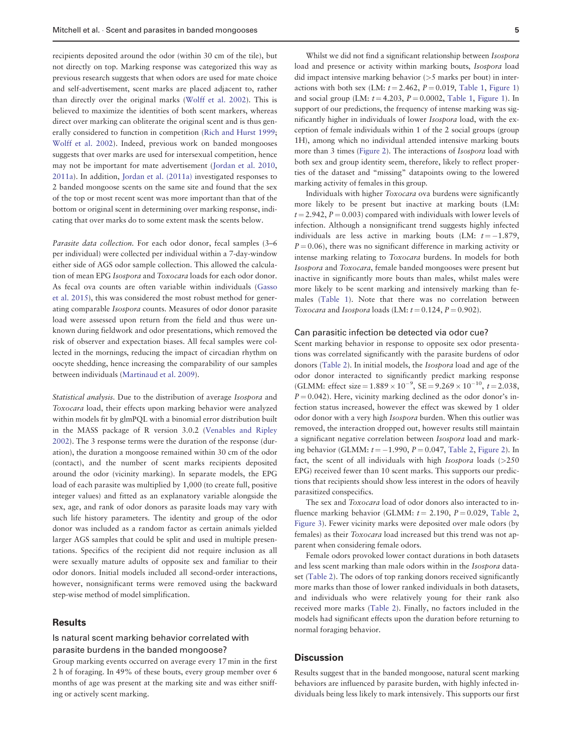recipients deposited around the odor (within 30 cm of the tile), but not directly on top. Marking response was categorized this way as previous research suggests that when odors are used for mate choice and self-advertisement, scent marks are placed adjacent to, rather than directly over the original marks (Wolff et al. 2002). This is believed to maximize the identities of both scent markers, whereas direct over marking can obliterate the original scent and is thus generally considered to function in competition (Rich and Hurst 1999; Wolff et al. 2002). Indeed, previous work on banded mongooses suggests that over marks are used for intersexual competition, hence may not be important for mate advertisement (Jordan et al. 2010, 2011a). In addition, Jordan et al. (2011a) investigated responses to 2 banded mongoose scents on the same site and found that the sex of the top or most recent scent was more important than that of the bottom or original scent in determining over marking response, indicating that over marks do to some extent mask the scents below.

*Parasite data collection.* For each odor donor, fecal samples (3–6 per individual) were collected per individual within a 7-day-window either side of AGS odor sample collection. This allowed the calculation of mean EPG *Isospora* and *Toxocara* loads for each odor donor. As fecal ova counts are often variable within individuals (Gasso et al. 2015), this was considered the most robust method for generating comparable *Isospora* counts. Measures of odor donor parasite load were assessed upon return from the field and thus were unknown during fieldwork and odor presentations, which removed the risk of observer and expectation biases. All fecal samples were collected in the mornings, reducing the impact of circadian rhythm on oocyte shedding, hence increasing the comparability of our samples between individuals (Martinaud et al. 2009).

*Statistical analysis.* Due to the distribution of average *Isospora* and *Toxocara* load, their effects upon marking behavior were analyzed within models fit by glmPQL with a binomial error distribution built in the MASS package of R version 3.0.2 (Venables and Ripley 2002). The 3 response terms were the duration of the response (duration), the duration a mongoose remained within 30 cm of the odor (contact), and the number of scent marks recipients deposited around the odor (vicinity marking). In separate models, the EPG load of each parasite was multiplied by 1,000 (to create full, positive integer values) and fitted as an explanatory variable alongside the sex, age, and rank of odor donors as parasite loads may vary with such life history parameters. The identity and group of the odor donor was included as a random factor as certain animals yielded larger AGS samples that could be split and used in multiple presentations. Specifics of the recipient did not require inclusion as all were sexually mature adults of opposite sex and familiar to their odor donors. Initial models included all second-order interactions, however, nonsignificant terms were removed using the backward step-wise method of model simplification.

## Results

### Is natural scent marking behavior correlated with parasite burdens in the banded mongoose?

Group marking events occurred on average every 17 min in the first 2 h of foraging. In 49% of these bouts, every group member over 6 months of age was present at the marking site and was either sniffing or actively scent marking.

Whilst we did not find a significant relationship between *Isospora* load and presence or activity within marking bouts, *Isospora* load did impact intensive marking behavior (>5 marks per bout) in interactions with both sex (LM: $t = 2.462$, $P = 0.019$, Table 1, Figure 1) and social group (LM: $t = 4.203$, $P = 0.0002$, Table 1, Figure 1). In support of our predictions, the frequency of intense marking was significantly higher in individuals of lower *Isospora* load, with the exception of female individuals within 1 of the 2 social groups (group 1H), among which no individual attended intensive marking bouts more than 3 times (Figure 2). The interactions of *Isospora* load with both sex and group identity seem, therefore, likely to reflect properties of the dataset and "missing" datapoints owing to the lowered marking activity of females in this group.

Individuals with higher *Toxocara* ova burdens were significantly more likely to be present but inactive at marking bouts (LM: $t = 2.942$, $P = 0.003$) compared with individuals with lower levels of infection. Although a nonsignificant trend suggests highly infected individuals are less active in marking bouts (LM: $t = -1.879$, $P = 0.06$), there was no significant difference in marking activity or intense marking relating to *Toxocara* burdens. In models for both *Isospora* and *Toxocara*, female banded mongooses were present but inactive in significantly more bouts than males, whilst males were more likely to be scent marking and intensively marking than females (Table 1). Note that there was no correlation between *Toxocara* and *Isospora* loads (LM: $t = 0.124$, $P = 0.902$).

### Can parasitic infection be detected via odor cue?

Scent marking behavior in response to opposite sex odor presentations was correlated significantly with the parasite burdens of odor donors (Table 2). In initial models, the *Isospora* load and age of the odor donor interacted to significantly predict marking response (GLMM: effect size $= 1.889 \times 10^{-9}$, SE $= 9.269 \times 10^{-10}$, $t = 2.038$, $P = 0.042$). Here, vicinity marking declined as the odor donor's infection status increased, however the effect was skewed by 1 older odor donor with a very high *Isospora* burden. When this outlier was removed, the interaction dropped out, however results still maintain a significant negative correlation between *Isospora* load and marking behavior (GLMM: $t = -1.990$, $P = 0.047$, Table 2, Figure 2). In fact, the scent of all individuals with high *Isospora* loads (>250 EPG) received fewer than 10 scent marks. This supports our predictions that recipients should show less interest in the odors of heavily parasitized conspecifics.

The sex and *Toxocara* load of odor donors also interacted to influence marking behavior (GLMM: $t = 2.190$, $P = 0.029$, Table 2, Figure 3). Fewer vicinity marks were deposited over male odors (by females) as their *Toxocara* load increased but this trend was not apparent when considering female odors.

Female odors provoked lower contact durations in both datasets and less scent marking than male odors within in the *Isospora* dataset (Table 2). The odors of top ranking donors received significantly more marks than those of lower ranked individuals in both datasets, and individuals who were relatively young for their rank also received more marks (Table 2). Finally, no factors included in the models had significant effects upon the duration before returning to normal foraging behavior.

## Discussion

Results suggest that in the banded mongoose, natural scent marking behaviors are influenced by parasite burden, with highly infected individuals being less likely to mark intensively. This supports our first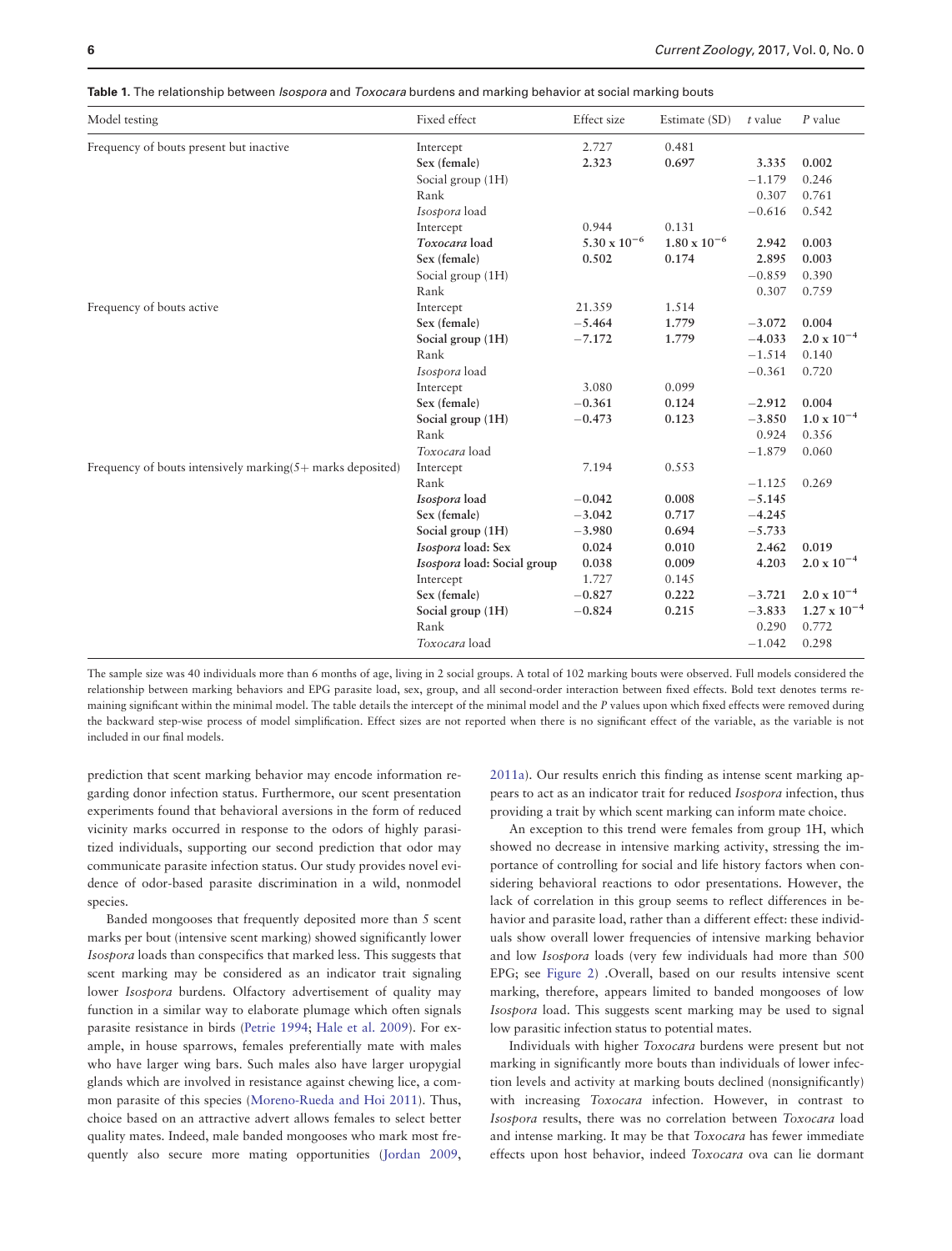**Table 1.** The relationship between *Isospora* and *Toxocara* burdens and marking behavior at social marking bouts

| Model testing | Fixed effect | Effect size | Estimate (SD) | *t* value | *P* value |
|---|---|---|---|---|---|
| Frequency of bouts present but inactive | Intercept | 2.727 | 0.481 | | |
| | **Sex (female)** | **2.323** | **0.697** | **3.335** | **0.002** |
| | Social group (1H) | | | −1.179 | 0.246 |
| | Rank | | | 0.307 | 0.761 |
| | *Isospora* load | | | −0.616 | 0.542 |
| | Intercept | 0.944 | 0.131 | | |
| | ***Toxocara* load** | **$5.30 \times 10^{-6}$** | **$1.80 \times 10^{-6}$** | **2.942** | **0.003** |
| | **Sex (female)** | **0.502** | **0.174** | **2.895** | **0.003** |
| | Social group (1H) | | | −0.859 | 0.390 |
| | Rank | | | 0.307 | 0.759 |
| Frequency of bouts active | Intercept | 21.359 | 1.514 | | |
| | **Sex (female)** | **−5.464** | **1.779** | **−3.072** | **0.004** |
| | **Social group (1H)** | **−7.172** | **1.779** | **−4.033** | **$2.0 \times 10^{-4}$** |
| | Rank | | | −1.514 | 0.140 |
| | *Isospora* load | | | −0.361 | 0.720 |
| | Intercept | 3.080 | 0.099 | | |
| | **Sex (female)** | **−0.361** | **0.124** | **−2.912** | **0.004** |
| | **Social group (1H)** | **−0.473** | **0.123** | **−3.850** | **$1.0 \times 10^{-4}$** |
| | Rank | | | 0.924 | 0.356 |
| | *Toxocara* load | | | −1.879 | 0.060 |
| Frequency of bouts intensively marking(5+ marks deposited) | Intercept | 7.194 | 0.553 | | |
| | Rank | | | −1.125 | 0.269 |
| | ***Isospora* load** | **−0.042** | **0.008** | **−5.145** | |
| | **Sex (female)** | **−3.042** | **0.717** | **−4.245** | |
| | **Social group (1H)** | **−3.980** | **0.694** | **−5.733** | |
| | ***Isospora* load: Sex** | **0.024** | **0.010** | **2.462** | **0.019** |
| | ***Isospora* load: Social group** | **0.038** | **0.009** | **4.203** | **$2.0 \times 10^{-4}$** |
| | Intercept | 1.727 | 0.145 | | |
| | **Sex (female)** | **−0.827** | **0.222** | **−3.721** | **$2.0 \times 10^{-4}$** |
| | **Social group (1H)** | **−0.824** | **0.215** | **−3.833** | **$1.27 \times 10^{-4}$** |
| | Rank | | | 0.290 | 0.772 |
| | *Toxocara* load | | | −1.042 | 0.298 |

The sample size was 40 individuals more than 6 months of age, living in 2 social groups. A total of 102 marking bouts were observed. Full models considered the relationship between marking behaviors and EPG parasite load, sex, group, and all second-order interaction between fixed effects. Bold text denotes terms remaining significant within the minimal model. The table details the intercept of the minimal model and the *P* values upon which fixed effects were removed during the backward step-wise process of model simplification. Effect sizes are not reported when there is no significant effect of the variable, as the variable is not included in our final models.

prediction that scent marking behavior may encode information regarding donor infection status. Furthermore, our scent presentation experiments found that behavioral aversions in the form of reduced vicinity marks occurred in response to the odors of highly parasitized individuals, supporting our second prediction that odor may communicate parasite infection status. Our study provides novel evidence of odor-based parasite discrimination in a wild, nonmodel species.

Banded mongooses that frequently deposited more than 5 scent marks per bout (intensive scent marking) showed significantly lower *Isospora* loads than conspecifics that marked less. This suggests that scent marking may be considered as an indicator trait signaling lower *Isospora* burdens. Olfactory advertisement of quality may function in a similar way to elaborate plumage which often signals parasite resistance in birds (Petrie 1994; Hale et al. 2009). For example, in house sparrows, females preferentially mate with males who have larger wing bars. Such males also have larger uropygial glands which are involved in resistance against chewing lice, a common parasite of this species (Moreno-Rueda and Hoi 2011). Thus, choice based on an attractive advert allows females to select better quality mates. Indeed, male banded mongooses who mark most frequently also secure more mating opportunities (Jordan 2009, 2011a). Our results enrich this finding as intense scent marking appears to act as an indicator trait for reduced *Isospora* infection, thus providing a trait by which scent marking can inform mate choice.

An exception to this trend were females from group 1H, which showed no decrease in intensive marking activity, stressing the importance of controlling for social and life history factors when considering behavioral reactions to odor presentations. However, the lack of correlation in this group seems to reflect differences in behavior and parasite load, rather than a different effect: these individuals show overall lower frequencies of intensive marking behavior and low *Isospora* loads (very few individuals had more than 500 EPG; see Figure 2) .Overall, based on our results intensive scent marking, therefore, appears limited to banded mongooses of low *Isospora* load. This suggests scent marking may be used to signal low parasitic infection status to potential mates.

Individuals with higher *Toxocara* burdens were present but not marking in significantly more bouts than individuals of lower infection levels and activity at marking bouts declined (nonsignificantly) with increasing *Toxocara* infection. However, in contrast to *Isospora* results, there was no correlation between *Toxocara* load and intense marking. It may be that *Toxocara* has fewer immediate effects upon host behavior, indeed *Toxocara* ova can lie dormant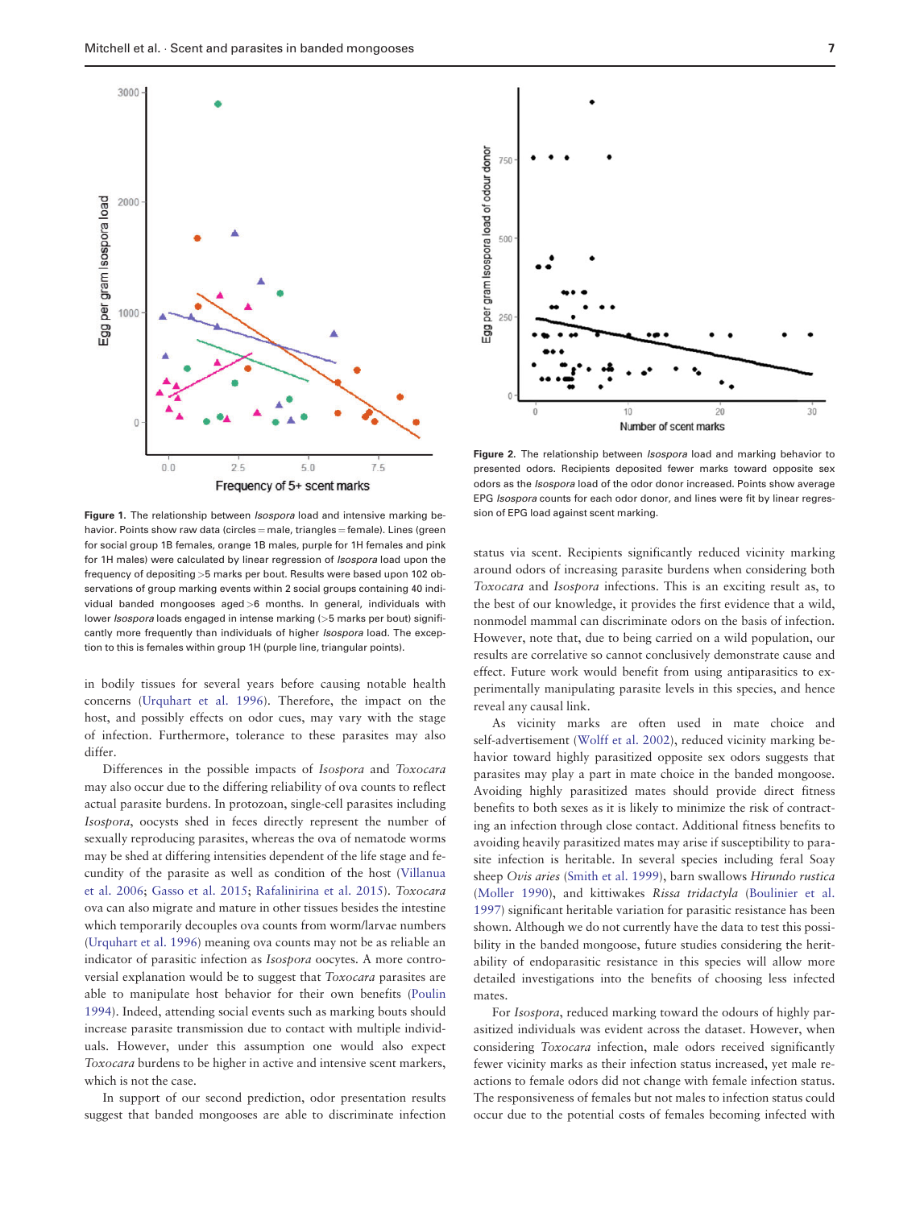Figure 1. The relationship between *Isospora* load and intensive marking behavior. Points show raw data (circles = male, triangles = female). Lines (green for social group 1B females, orange 1B males, purple for 1H females and pink for 1H males) were calculated by linear regression of *Isospora* load upon the frequency of depositing >5 marks per bout. Results were based upon 102 observations of group marking events within 2 social groups containing 40 individual banded mongooses aged >6 months. In general, individuals with lower *Isospora* loads engaged in intense marking (>5 marks per bout) significantly more frequently than individuals of higher *Isospora* load. The exception to this is females within group 1H (purple line, triangular points).

Figure 2. The relationship between *Isospora* load and marking behavior to presented odors. Recipients deposited fewer marks toward opposite sex odors as the *Isospora* load of the odor donor increased. Points show average EPG *Isospora* counts for each odor donor, and lines were fit by linear regression of EPG load against scent marking.

in bodily tissues for several years before causing notable health concerns (Urquhart et al. 1996). Therefore, the impact on the host, and possibly effects on odor cues, may vary with the stage of infection. Furthermore, tolerance to these parasites may also differ.

Differences in the possible impacts of *Isospora* and *Toxocara* may also occur due to the differing reliability of ova counts to reflect actual parasite burdens. In protozoan, single-cell parasites including *Isospora*, oocysts shed in feces directly represent the number of sexually reproducing parasites, whereas the ova of nematode worms may be shed at differing intensities dependent of the life stage and fecundity of the parasite as well as condition of the host (Villanua et al. 2006; Gasso et al. 2015; Rafalinirina et al. 2015). *Toxocara* ova can also migrate and mature in other tissues besides the intestine which temporarily decouples ova counts from worm/larvae numbers (Urquhart et al. 1996) meaning ova counts may not be as reliable an indicator of parasitic infection as *Isospora* oocytes. A more controversial explanation would be to suggest that *Toxocara* parasites are able to manipulate host behavior for their own benefits (Poulin 1994). Indeed, attending social events such as marking bouts should increase parasite transmission due to contact with multiple individuals. However, under this assumption one would also expect *Toxocara* burdens to be higher in active and intensive scent markers, which is not the case.

In support of our second prediction, odor presentation results suggest that banded mongooses are able to discriminate infection status via scent. Recipients significantly reduced vicinity marking around odors of increasing parasite burdens when considering both *Toxocara* and *Isospora* infections. This is an exciting result as, to the best of our knowledge, it provides the first evidence that a wild, nonmodel mammal can discriminate odors on the basis of infection. However, note that, due to being carried on a wild population, our results are correlative so cannot conclusively demonstrate cause and effect. Future work would benefit from using antiparasitics to experimentally manipulating parasite levels in this species, and hence reveal any causal link.

As vicinity marks are often used in mate choice and self-advertisement (Wolff et al. 2002), reduced vicinity marking behavior toward highly parasitized opposite sex odors suggests that parasites may play a part in mate choice in the banded mongoose. Avoiding highly parasitized mates should provide direct fitness benefits to both sexes as it is likely to minimize the risk of contracting an infection through close contact. Additional fitness benefits to avoiding heavily parasitized mates may arise if susceptibility to parasite infection is heritable. In several species including feral Soay sheep *Ovis aries* (Smith et al. 1999), barn swallows *Hirundo rustica* (Moller 1990), and kittiwakes *Rissa tridactyla* (Boulinier et al. 1997) significant heritable variation for parasitic resistance has been shown. Although we do not currently have the data to test this possibility in the banded mongoose, future studies considering the heritability of endoparasitic resistance in this species will allow more detailed investigations into the benefits of choosing less infected mates.

For *Isospora*, reduced marking toward the odours of highly parasitized individuals was evident across the dataset. However, when considering *Toxocara* infection, male odors received significantly fewer vicinity marks as their infection status increased, yet male reactions to female odors did not change with female infection status. The responsiveness of females but not males to infection status could occur due to the potential costs of females becoming infected with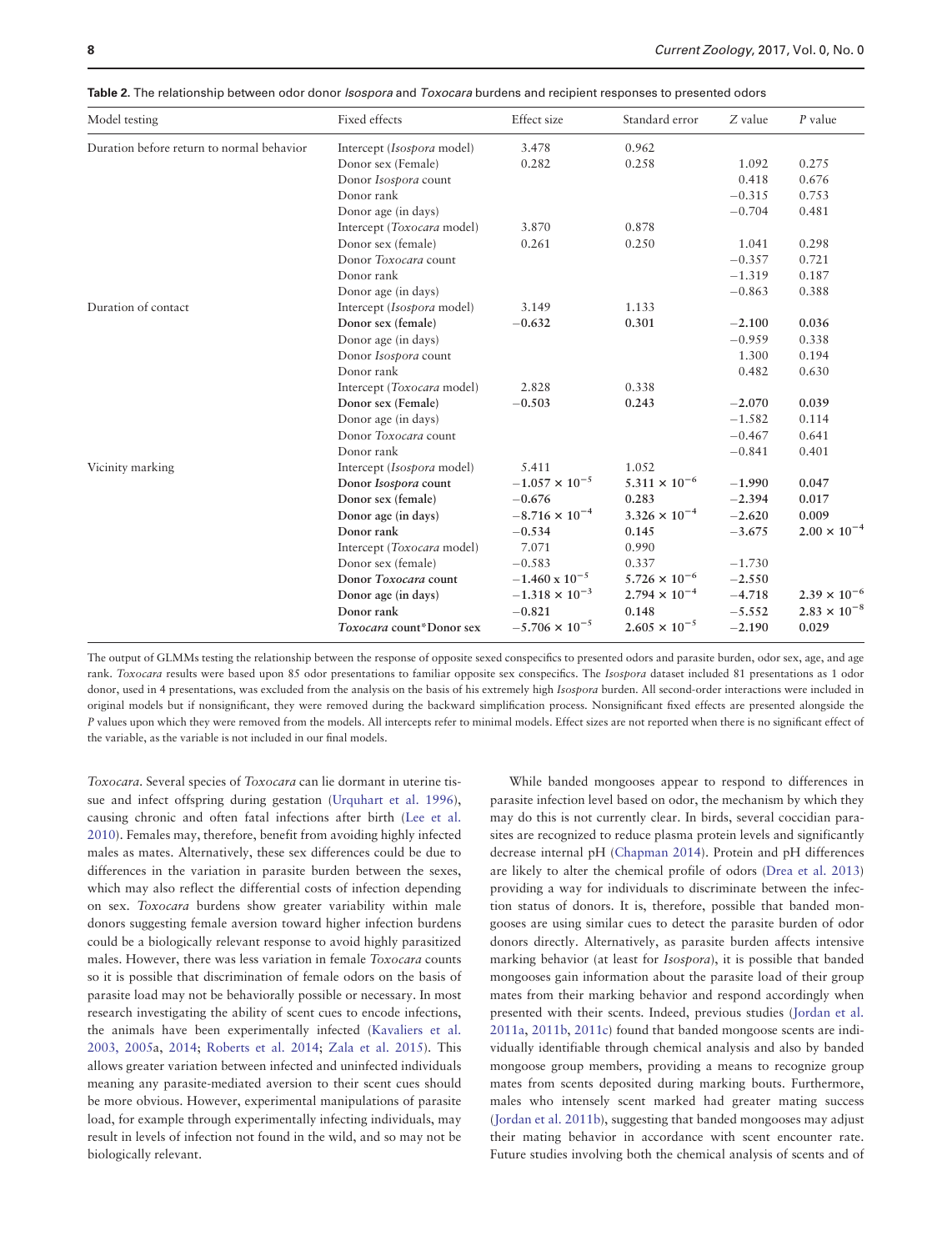**Table 2.** The relationship between odor donor *Isospora* and *Toxocara* burdens and recipient responses to presented odors

| Model testing | Fixed effects | Effect size | Standard error | *Z* value | *P* value |
|---|---|---|---|---|---|
| Duration before return to normal behavior | Intercept (*Isospora* model) | 3.478 | 0.962 | | |
| | Donor sex (Female) | 0.282 | 0.258 | 1.092 | 0.275 |
| | Donor *Isospora* count | | | 0.418 | 0.676 |
| | Donor rank | | | −0.315 | 0.753 |
| | Donor age (in days) | | | −0.704 | 0.481 |
| | Intercept (*Toxocara* model) | 3.870 | 0.878 | | |
| | Donor sex (female) | 0.261 | 0.250 | 1.041 | 0.298 |
| | Donor *Toxocara* count | | | −0.357 | 0.721 |
| | Donor rank | | | −1.319 | 0.187 |
| | Donor age (in days) | | | −0.863 | 0.388 |
| Duration of contact | Intercept (*Isospora* model) | 3.149 | 1.133 | | |
| | **Donor sex (female)** | **−0.632** | **0.301** | **−2.100** | **0.036** |
| | Donor age (in days) | | | −0.959 | 0.338 |
| | Donor *Isospora* count | | | 1.300 | 0.194 |
| | Donor rank | | | 0.482 | 0.630 |
| | Intercept (*Toxocara* model) | 2.828 | 0.338 | | |
| | **Donor sex (Female)** | **−0.503** | **0.243** | **−2.070** | **0.039** |
| | Donor age (in days) | | | −1.582 | 0.114 |
| | Donor *Toxocara* count | | | −0.467 | 0.641 |
| | Donor rank | | | −0.841 | 0.401 |
| Vicinity marking | Intercept (*Isospora* model) | 5.411 | 1.052 | | |
| | **Donor *Isospora* count** | **$-1.057 \times 10^{-5}$** | **$5.311 \times 10^{-6}$** | **−1.990** | **0.047** |
| | **Donor sex (female)** | **−0.676** | **0.283** | **−2.394** | **0.017** |
| | **Donor age (in days)** | **$-8.716 \times 10^{-4}$** | **$3.326 \times 10^{-4}$** | **−2.620** | **0.009** |
| | **Donor rank** | **−0.534** | **0.145** | **−3.675** | **$2.00 \times 10^{-4}$** |
| | Intercept (*Toxocara* model) | 7.071 | 0.990 | | |
| | Donor sex (female) | −0.583 | 0.337 | −1.730 | |
| | **Donor *Toxocara* count** | **$-1.460 \times 10^{-5}$** | **$5.726 \times 10^{-6}$** | **−2.550** | |
| | **Donor age (in days)** | **$-1.318 \times 10^{-3}$** | **$2.794 \times 10^{-4}$** | **−4.718** | **$2.39 \times 10^{-6}$** |
| | **Donor rank** | **−0.821** | **0.148** | **−5.552** | **$2.83 \times 10^{-8}$** |
| | ***Toxocara* count*Donor sex** | **$-5.706 \times 10^{-5}$** | **$2.605 \times 10^{-5}$** | **−2.190** | **0.029** |

The output of GLMMs testing the relationship between the response of opposite sexed conspecifics to presented odors and parasite burden, odor sex, age, and age rank. *Toxocara* results were based upon 85 odor presentations to familiar opposite sex conspecifics. The *Isospora* dataset included 81 presentations as 1 odor donor, used in 4 presentations, was excluded from the analysis on the basis of his extremely high *Isospora* burden. All second-order interactions were included in original models but if nonsignificant, they were removed during the backward simplification process. Nonsignificant fixed effects are presented alongside the *P* values upon which they were removed from the models. All intercepts refer to minimal models. Effect sizes are not reported when there is no significant effect of the variable, as the variable is not included in our final models.

*Toxocara*. Several species of *Toxocara* can lie dormant in uterine tissue and infect offspring during gestation (Urquhart et al. 1996), causing chronic and often fatal infections after birth (Lee et al. 2010). Females may, therefore, benefit from avoiding highly infected males as mates. Alternatively, these sex differences could be due to differences in the variation in parasite burden between the sexes, which may also reflect the differential costs of infection depending on sex. *Toxocara* burdens show greater variability within male donors suggesting female aversion toward higher infection burdens could be a biologically relevant response to avoid highly parasitized males. However, there was less variation in female *Toxocara* counts so it is possible that discrimination of female odors on the basis of parasite load may not be behaviorally possible or necessary. In most research investigating the ability of scent cues to encode infections, the animals have been experimentally infected (Kavaliers et al. 2003, 2005a, 2014; Roberts et al. 2014; Zala et al. 2015). This allows greater variation between infected and uninfected individuals meaning any parasite-mediated aversion to their scent cues should be more obvious. However, experimental manipulations of parasite load, for example through experimentally infecting individuals, may result in levels of infection not found in the wild, and so may not be biologically relevant.

While banded mongooses appear to respond to differences in parasite infection level based on odor, the mechanism by which they may do this is not currently clear. In birds, several coccidian parasites are recognized to reduce plasma protein levels and significantly decrease internal pH (Chapman 2014). Protein and pH differences are likely to alter the chemical profile of odors (Drea et al. 2013) providing a way for individuals to discriminate between the infection status of donors. It is, therefore, possible that banded mongooses are using similar cues to detect the parasite burden of odor donors directly. Alternatively, as parasite burden affects intensive marking behavior (at least for *Isospora*), it is possible that banded mongooses gain information about the parasite load of their group mates from their marking behavior and respond accordingly when presented with their scents. Indeed, previous studies (Jordan et al. 2011a, 2011b, 2011c) found that banded mongoose scents are individually identifiable through chemical analysis and also by banded mongoose group members, providing a means to recognize group mates from scents deposited during marking bouts. Furthermore, males who intensely scent marked had greater mating success (Jordan et al. 2011b), suggesting that banded mongooses may adjust their mating behavior in accordance with scent encounter rate. Future studies involving both the chemical analysis of scents and of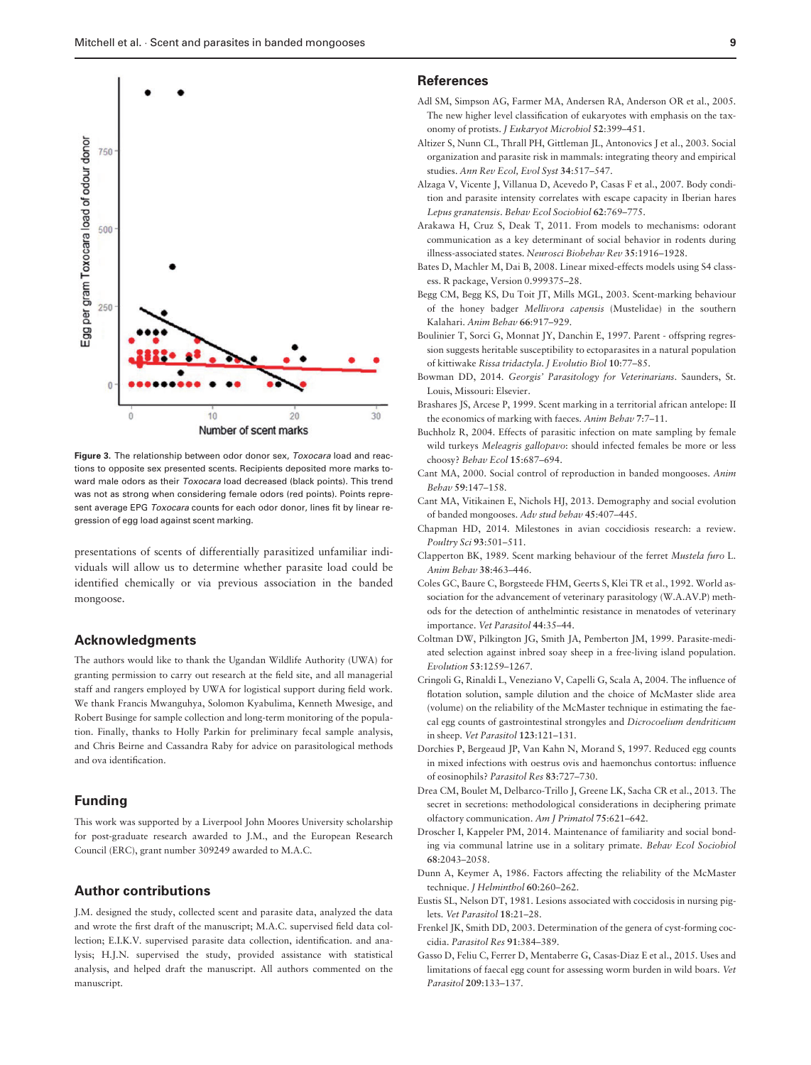Figure 3. The relationship between odor donor sex, *Toxocara* load and reactions to opposite sex presented scents. Recipients deposited more marks toward male odors as their *Toxocara* load decreased (black points). This trend was not as strong when considering female odors (red points). Points represent average EPG *Toxocara* counts for each odor donor, lines fit by linear regression of egg load against scent marking.

presentations of scents of differentially parasitized unfamiliar individuals will allow us to determine whether parasite load could be identified chemically or via previous association in the banded mongoose.

## Acknowledgments

The authors would like to thank the Ugandan Wildlife Authority (UWA) for granting permission to carry out research at the field site, and all managerial staff and rangers employed by UWA for logistical support during field work. We thank Francis Mwanguhya, Solomon Kyabulima, Kenneth Mwesige, and Robert Businge for sample collection and long-term monitoring of the population. Finally, thanks to Holly Parkin for preliminary fecal sample analysis, and Chris Beirne and Cassandra Raby for advice on parasitological methods and ova identification.

## Funding

This work was supported by a Liverpool John Moores University scholarship for post-graduate research awarded to J.M., and the European Research Council (ERC), grant number 309249 awarded to M.A.C.

## Author contributions

J.M. designed the study, collected scent and parasite data, analyzed the data and wrote the first draft of the manuscript; M.A.C. supervised field data collection; E.I.K.V. supervised parasite data collection, identification. and analysis; H.J.N. supervised the study, provided assistance with statistical analysis, and helped draft the manuscript. All authors commented on the manuscript.

## References

Adl SM, Simpson AG, Farmer MA, Andersen RA, Anderson OR et al., 2005. The new higher level classification of eukaryotes with emphasis on the taxonomy of protists. *J Eukaryot Microbiol* 52:399–451.

Altizer S, Nunn CL, Thrall PH, Gittleman JL, Antonovics J et al., 2003. Social organization and parasite risk in mammals: integrating theory and empirical studies. *Ann Rev Ecol, Evol Syst* 34:517–547.

Alzaga V, Vicente J, Villanua D, Acevedo P, Casas F et al., 2007. Body condition and parasite intensity correlates with escape capacity in Iberian hares *Lepus granatensis*. *Behav Ecol Sociobiol* 62:769–775.

Arakawa H, Cruz S, Deak T, 2011. From models to mechanisms: odorant communication as a key determinant of social behavior in rodents during illness-associated states. *Neurosci Biobehav Rev* 35:1916–1928.

Bates D, Machler M, Dai B, 2008. Linear mixed-effects models using S4 classess. R package, Version 0.999375–28.

Begg CM, Begg KS, Du Toit JT, Mills MGL, 2003. Scent-marking behaviour of the honey badger *Mellivora capensis* (Mustelidae) in the southern Kalahari. *Anim Behav* 66:917–929.

Boulinier T, Sorci G, Monnat JY, Danchin E, 1997. Parent - offspring regression suggests heritable susceptibility to ectoparasites in a natural population of kittiwake *Rissa tridactyla*. *J Evolutio Biol* 10:77–85.

Bowman DD, 2014. *Georgis' Parasitology for Veterinarians*. Saunders, St. Louis, Missouri: Elsevier.

Brashares JS, Arcese P, 1999. Scent marking in a territorial african antelope: II the economics of marking with faeces. *Anim Behav* 7:7–11.

Buchholz R, 2004. Effects of parasitic infection on mate sampling by female wild turkeys *Meleagris gallopavo*: should infected females be more or less choosy? *Behav Ecol* 15:687–694.

Cant MA, 2000. Social control of reproduction in banded mongooses. *Anim Behav* 59:147–158.

Cant MA, Vitikainen E, Nichols HJ, 2013. Demography and social evolution of banded mongooses. *Adv stud behav* 45:407–445.

Chapman HD, 2014. Milestones in avian coccidiosis research: a review. *Poultry Sci* 93:501–511.

Clapperton BK, 1989. Scent marking behaviour of the ferret *Mustela furo* L. *Anim Behav* 38:463–446.

Coles GC, Baure C, Borgsteede FHM, Geerts S, Klei TR et al., 1992. World association for the advancement of veterinary parasitology (W.A.AV.P) methods for the detection of anthelmintic resistance in menatodes of veterinary importance. *Vet Parasitol* 44:35–44.

Coltman DW, Pilkington JG, Smith JA, Pemberton JM, 1999. Parasite-mediated selection against inbred soay sheep in a free-living island population. *Evolution* 53:1259–1267.

Cringoli G, Rinaldi L, Veneziano V, Capelli G, Scala A, 2004. The influence of flotation solution, sample dilution and the choice of McMaster slide area (volume) on the reliability of the McMaster technique in estimating the faecal egg counts of gastrointestinal strongyles and *Dicrocoelium dendriticum* in sheep. *Vet Parasitol* 123:121–131.

Dorchies P, Bergeaud JP, Van Kahn N, Morand S, 1997. Reduced egg counts in mixed infections with oestrus ovis and haemonchus contortus: influence of eosinophils? *Parasitol Res* 83:727–730.

Drea CM, Boulet M, Delbarco-Trillo J, Greene LK, Sacha CR et al., 2013. The secret in secretions: methodological considerations in deciphering primate olfactory communication. *Am J Primatol* 75:621–642.

Droscher I, Kappeler PM, 2014. Maintenance of familiarity and social bonding via communal latrine use in a solitary primate. *Behav Ecol Sociobiol* 68:2043–2058.

Dunn A, Keymer A, 1986. Factors affecting the reliability of the McMaster technique. *J Helminthol* 60:260–262.

Eustis SL, Nelson DT, 1981. Lesions associated with coccidosis in nursing piglets. *Vet Parasitol* 18:21–28.

Frenkel JK, Smith DD, 2003. Determination of the genera of cyst-forming coccidia. *Parasitol Res* 91:384–389.

Gasso D, Feliu C, Ferrer D, Mentaberre G, Casas-Diaz E et al., 2015. Uses and limitations of faecal egg count for assessing worm burden in wild boars. *Vet Parasitol* 209:133–137.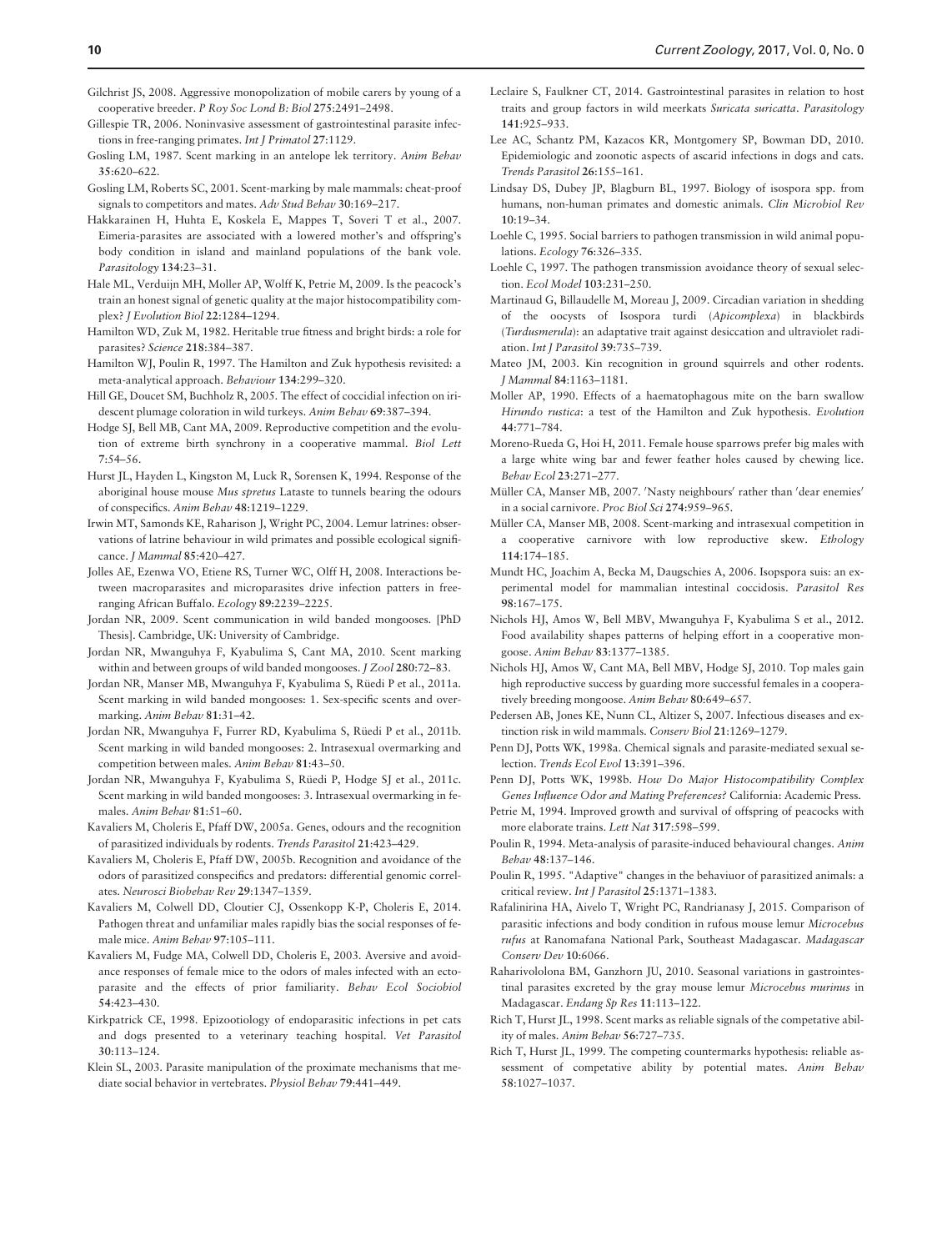Gilchrist JS, 2008. Aggressive monopolization of mobile carers by young of a cooperative breeder. *P Roy Soc Lond B: Biol* **275**:2491–2498.

Gillespie TR, 2006. Noninvasive assessment of gastrointestinal parasite infections in free-ranging primates. *Int J Primatol* **27**:1129.

Gosling LM, 1987. Scent marking in an antelope lek territory. *Anim Behav* **35**:620–622.

Gosling LM, Roberts SC, 2001. Scent-marking by male mammals: cheat-proof signals to competitors and mates. *Adv Stud Behav* **30**:169–217.

Hakkarainen H, Huhta E, Koskela E, Mappes T, Soveri T et al., 2007. Eimeria-parasites are associated with a lowered mother's and offspring's body condition in island and mainland populations of the bank vole. *Parasitology* **134**:23–31.

Hale ML, Verduijn MH, Moller AP, Wolff K, Petrie M, 2009. Is the peacock's train an honest signal of genetic quality at the major histocompatibility complex? *J Evolution Biol* **22**:1284–1294.

Hamilton WD, Zuk M, 1982. Heritable true fitness and bright birds: a role for parasites? *Science* **218**:384–387.

Hamilton WJ, Poulin R, 1997. The Hamilton and Zuk hypothesis revisited: a meta-analytical approach. *Behaviour* **134**:299–320.

Hill GE, Doucet SM, Buchholz R, 2005. The effect of coccidial infection on iridescent plumage coloration in wild turkeys. *Anim Behav* **69**:387–394.

Hodge SJ, Bell MB, Cant MA, 2009. Reproductive competition and the evolution of extreme birth synchrony in a cooperative mammal. *Biol Lett* **7**:54–56.

Hurst JL, Hayden L, Kingston M, Luck R, Sorensen K, 1994. Response of the aboriginal house mouse *Mus spretus* Lataste to tunnels bearing the odours of conspecifics. *Anim Behav* **48**:1219–1229.

Irwin MT, Samonds KE, Raharison J, Wright PC, 2004. Lemur latrines: observations of latrine behaviour in wild primates and possible ecological significance. *J Mammal* **85**:420–427.

Jolles AE, Ezenwa VO, Etiene RS, Turner WC, Olff H, 2008. Interactions between macroparasites and microparasites drive infection patterns in free-ranging African Buffalo. *Ecology* **89**:2239–2225.

Jordan NR, 2009. Scent communication in wild banded mongooses. [PhD Thesis]. Cambridge, UK: University of Cambridge.

Jordan NR, Mwanguhya F, Kyabulima S, Cant MA, 2010. Scent marking within and between groups of wild banded mongooses. *J Zool* **280**:72–83.

Jordan NR, Manser MB, Mwanguhya F, Kyabulima S, Rüedi P et al., 2011a. Scent marking in wild banded mongooses: 1. Sex-specific scents and overmarking. *Anim Behav* **81**:31–42.

Jordan NR, Mwanguhya F, Furrer RD, Kyabulima S, Rüedi P et al., 2011b. Scent marking in wild banded mongooses: 2. Intrasexual overmarking and competition between males. *Anim Behav* **81**:43–50.

Jordan NR, Mwanguhya F, Kyabulima S, Rüedi P, Hodge SJ et al., 2011c. Scent marking in wild banded mongooses: 3. Intrasexual overmarking in females. *Anim Behav* **81**:51–60.

Kavaliers M, Choleris E, Pfaff DW, 2005a. Genes, odours and the recognition of parasitized individuals by rodents. *Trends Parasitol* **21**:423–429.

Kavaliers M, Choleris E, Pfaff DW, 2005b. Recognition and avoidance of the odors of parasitized conspecifics and predators: differential genomic correlates. *Neurosci Biobehav Rev* **29**:1347–1359.

Kavaliers M, Colwell DD, Cloutier CJ, Ossenkopp K-P, Choleris E, 2014. Pathogen threat and unfamiliar males rapidly bias the social responses of female mice. *Anim Behav* **97**:105–111.

Kavaliers M, Fudge MA, Colwell DD, Choleris E, 2003. Aversive and avoidance responses of female mice to the odors of males infected with an ectoparasite and the effects of prior familiarity. *Behav Ecol Sociobiol* **54**:423–430.

Kirkpatrick CE, 1998. Epizootiology of endoparasitic infections in pet cats and dogs presented to a veterinary teaching hospital. *Vet Parasitol* **30**:113–124.

Klein SL, 2003. Parasite manipulation of the proximate mechanisms that mediate social behavior in vertebrates. *Physiol Behav* **79**:441–449.

Leclaire S, Faulkner CT, 2014. Gastrointestinal parasites in relation to host traits and group factors in wild meerkats *Suricata suricatta*. *Parasitology* **141**:925–933.

Lee AC, Schantz PM, Kazacos KR, Montgomery SP, Bowman DD, 2010. Epidemiologic and zoonotic aspects of ascarid infections in dogs and cats. *Trends Parasitol* **26**:155–161.

Lindsay DS, Dubey JP, Blagburn BL, 1997. Biology of isospora spp. from humans, non-human primates and domestic animals. *Clin Microbiol Rev* **10**:19–34.

Loehle C, 1995. Social barriers to pathogen transmission in wild animal populations. *Ecology* **76**:326–335.

Loehle C, 1997. The pathogen transmission avoidance theory of sexual selection. *Ecol Model* **103**:231–250.

Martinaud G, Billaudelle M, Moreau J, 2009. Circadian variation in shedding of the oocysts of Isospora turdi (*Apicomplexa*) in blackbirds (*Turdusmerula*): an adaptative trait against desiccation and ultraviolet radiation. *Int J Parasitol* **39**:735–739.

Mateo JM, 2003. Kin recognition in ground squirrels and other rodents. *J Mammal* **84**:1163–1181.

Moller AP, 1990. Effects of a haematophagous mite on the barn swallow *Hirundo rustica*: a test of the Hamilton and Zuk hypothesis. *Evolution* **44**:771–784.

Moreno-Rueda G, Hoi H, 2011. Female house sparrows prefer big males with a large white wing bar and fewer feather holes caused by chewing lice. *Behav Ecol* **23**:271–277.

Müller CA, Manser MB, 2007. 'Nasty neighbours' rather than 'dear enemies' in a social carnivore. *Proc Biol Sci* **274**:959–965.

Müller CA, Manser MB, 2008. Scent-marking and intrasexual competition in a cooperative carnivore with low reproductive skew. *Ethology* **114**:174–185.

Mundt HC, Joachim A, Becka M, Daugschies A, 2006. Isopspora suis: an experimental model for mammalian intestinal coccidosis. *Parasitol Res* **98**:167–175.

Nichols HJ, Amos W, Bell MBV, Mwanguhya F, Kyabulima S et al., 2012. Food availability shapes patterns of helping effort in a cooperative mongoose. *Anim Behav* **83**:1377–1385.

Nichols HJ, Amos W, Cant MA, Bell MBV, Hodge SJ, 2010. Top males gain high reproductive success by guarding more successful females in a cooperatively breeding mongoose. *Anim Behav* **80**:649–657.

Pedersen AB, Jones KE, Nunn CL, Altizer S, 2007. Infectious diseases and extinction risk in wild mammals. *Conserv Biol* **21**:1269–1279.

Penn DJ, Potts WK, 1998a. Chemical signals and parasite-mediated sexual selection. *Trends Ecol Evol* **13**:391–396.

Penn DJ, Potts WK, 1998b. *How Do Major Histocompatibility Complex Genes Influence Odor and Mating Preferences?* California: Academic Press.

Petrie M, 1994. Improved growth and survival of offspring of peacocks with more elaborate trains. *Lett Nat* **317**:598–599.

Poulin R, 1994. Meta-analysis of parasite-induced behavioural changes. *Anim Behav* **48**:137–146.

Poulin R, 1995. "Adaptive" changes in the behaviuor of parasitized animals: a critical review. *Int J Parasitol* **25**:1371–1383.

Rafalinirina HA, Aivelo T, Wright PC, Randrianasy J, 2015. Comparison of parasitic infections and body condition in rufous mouse lemur *Microcebus rufus* at Ranomafana National Park, Southeast Madagascar. *Madagascar Conserv Dev* **10**:6066.

Raharivololona BM, Ganzhorn JU, 2010. Seasonal variations in gastrointestinal parasites excreted by the gray mouse lemur *Microcebus murinus* in Madagascar. *Endang Sp Res* **11**:113–122.

Rich T, Hurst JL, 1998. Scent marks as reliable signals of the competative ability of males. *Anim Behav* **56**:727–735.

Rich T, Hurst JL, 1999. The competing countermarks hypothesis: reliable assessment of competative ability by potential mates. *Anim Behav* **58**:1027–1037.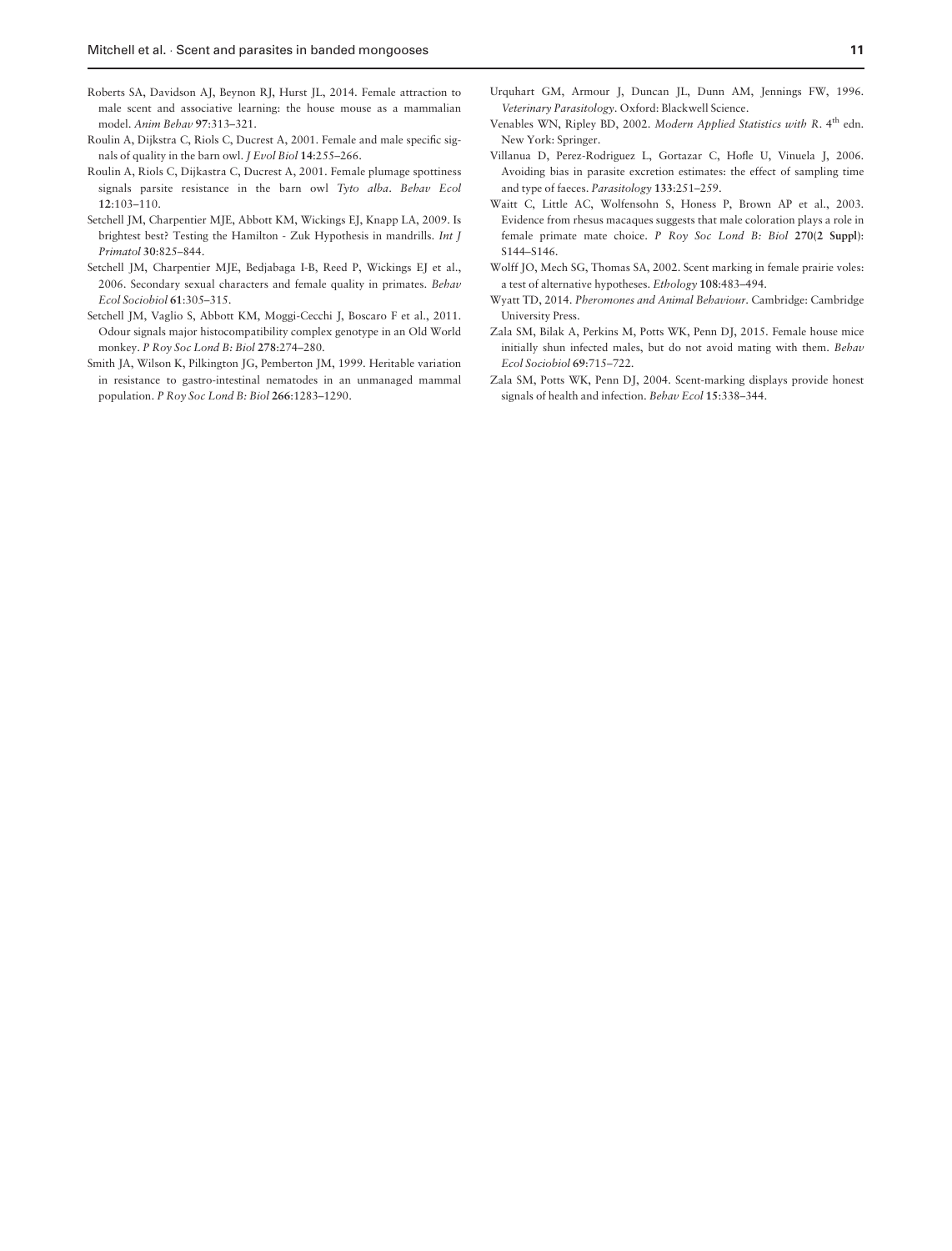Roberts SA, Davidson AJ, Beynon RJ, Hurst JL, 2014. Female attraction to male scent and associative learning: the house mouse as a mammalian model. *Anim Behav* **97**:313–321.

Roulin A, Dijkstra C, Riols C, Ducrest A, 2001. Female and male specific signals of quality in the barn owl. *J Evol Biol* **14**:255–266.

Roulin A, Riols C, Dijkastra C, Ducrest A, 2001. Female plumage spottiness signals parsite resistance in the barn owl *Tyto alba*. *Behav Ecol* **12**:103–110.

Setchell JM, Charpentier MJE, Abbott KM, Wickings EJ, Knapp LA, 2009. Is brightest best? Testing the Hamilton - Zuk Hypothesis in mandrills. *Int J Primatol* **30**:825–844.

Setchell JM, Charpentier MJE, Bedjabaga I-B, Reed P, Wickings EJ et al., 2006. Secondary sexual characters and female quality in primates. *Behav Ecol Sociobiol* **61**:305–315.

Setchell JM, Vaglio S, Abbott KM, Moggi-Cecchi J, Boscaro F et al., 2011. Odour signals major histocompatibility complex genotype in an Old World monkey. *P Roy Soc Lond B: Biol* **278**:274–280.

Smith JA, Wilson K, Pilkington JG, Pemberton JM, 1999. Heritable variation in resistance to gastro-intestinal nematodes in an unmanaged mammal population. *P Roy Soc Lond B: Biol* **266**:1283–1290.

Urquhart GM, Armour J, Duncan JL, Dunn AM, Jennings FW, 1996. *Veterinary Parasitology*. Oxford: Blackwell Science.

Venables WN, Ripley BD, 2002. *Modern Applied Statistics with R*. 4th edn. New York: Springer.

Villanua D, Perez-Rodriguez L, Gortazar C, Hofle U, Vinuela J, 2006. Avoiding bias in parasite excretion estimates: the effect of sampling time and type of faeces. *Parasitology* **133**:251–259.

Waitt C, Little AC, Wolfensohn S, Honess P, Brown AP et al., 2003. Evidence from rhesus macaques suggests that male coloration plays a role in female primate mate choice. *P Roy Soc Lond B: Biol* **270**(**2 Suppl**): S144–S146.

Wolff JO, Mech SG, Thomas SA, 2002. Scent marking in female prairie voles: a test of alternative hypotheses. *Ethology* **108**:483–494.

Wyatt TD, 2014. *Pheromones and Animal Behaviour*. Cambridge: Cambridge University Press.

Zala SM, Bilak A, Perkins M, Potts WK, Penn DJ, 2015. Female house mice initially shun infected males, but do not avoid mating with them. *Behav Ecol Sociobiol* **69**:715–722.

Zala SM, Potts WK, Penn DJ, 2004. Scent-marking displays provide honest signals of health and infection. *Behav Ecol* **15**:338–344.